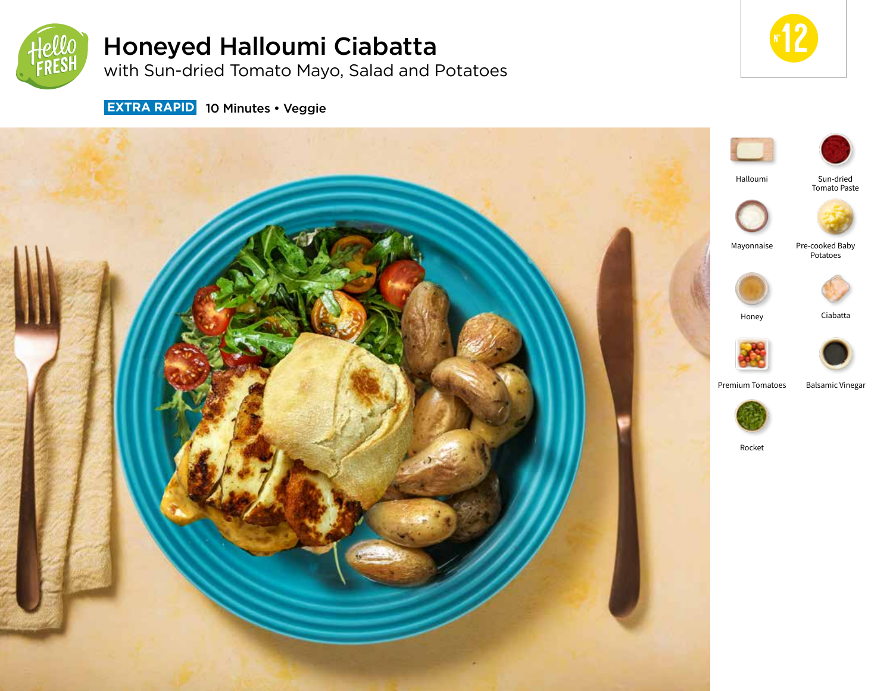# Honeyed Halloumi Ciabatta

## with Sun-dried Tomato Mayo, Salad and Potatoes

**EXTRA RAPID** **10 Minutes • Veggie**

Nº 12

- Halloumi
- Sun-dried Tomato Paste
- Mayonnaise
- Pre-cooked Baby Potatoes
- Honey
- Ciabatta
- Premium Tomatoes
- Balsamic Vinegar
- Rocket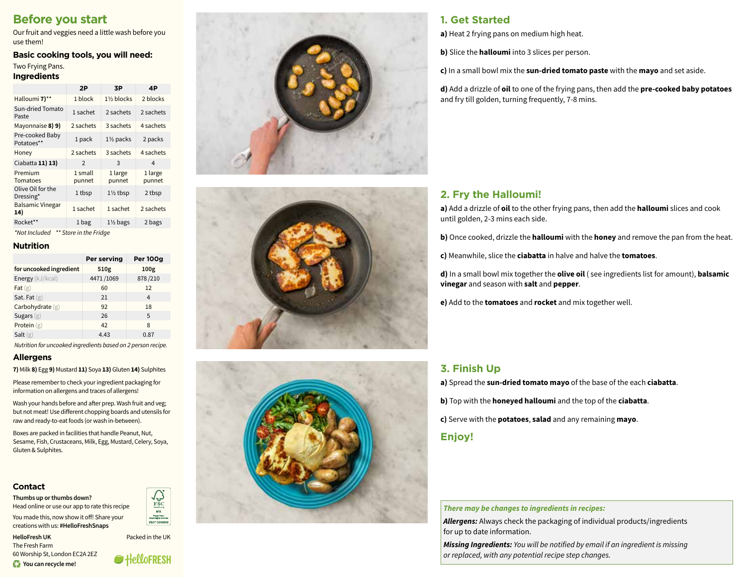## Before you start

Our fruit and veggies need a little wash before you use them!

### Basic cooking tools, you will need:

Two Frying Pans.

### Ingredients

| | 2P | 3P | 4P |
|---|---|---|---|
| Halloumi **7)**** | 1 block | 1½ blocks | 2 blocks |
| Sun-dried Tomato Paste | 1 sachet | 2 sachets | 2 sachets |
| Mayonnaise **8) 9)** | 2 sachets | 3 sachets | 4 sachets |
| Pre-cooked Baby Potatoes** | 1 pack | 1½ packs | 2 packs |
| Honey | 2 sachets | 3 sachets | 4 sachets |
| Ciabatta **11) 13)** | 2 | 3 | 4 |
| Premium Tomatoes | 1 small punnet | 1 large punnet | 1 large punnet |
| Olive Oil for the Dressing* | 1 tbsp | 1½ tbsp | 2 tbsp |
| Balsamic Vinegar **14)** | 1 sachet | 1 sachet | 2 sachets |
| Rocket** | 1 bag | 1½ bags | 2 bags |

*\*Not Included   \*\* Store in the Fridge*

### Nutrition

| | Per serving | Per 100g |
|---|---|---|
| **for uncooked ingredient** | **510g** | **100g** |
| Energy (kJ/kcal) | 4471 /1069 | 878 /210 |
| Fat (g) | 60 | 12 |
| Sat. Fat (g) | 21 | 4 |
| Carbohydrate (g) | 92 | 18 |
| Sugars (g) | 26 | 5 |
| Protein (g) | 42 | 8 |
| Salt (g) | 4.43 | 0.87 |

*Nutrition for uncooked ingredients based on 2 person recipe.*

### Allergens

**7)** Milk **8)** Egg **9)** Mustard **11)** Soya **13)** Gluten **14)** Sulphites

Please remember to check your ingredient packaging for information on allergens and traces of allergens!

Wash your hands before and after prep. Wash fruit and veg; but not meat! Use different chopping boards and utensils for raw and ready-to-eat foods (or wash in-between).

Boxes are packed in facilities that handle Peanut, Nut, Sesame, Fish, Crustaceans, Milk, Egg, Mustard, Celery, Soya, Gluten & Sulphites.

### Contact

**Thumbs up or thumbs down?**
Head online or use our app to rate this recipe

You made this, now show it off! Share your creations with us: **#HelloFreshSnaps**

**HelloFresh UK**
The Fresh Farm
60 Worship St, London EC2A 2EZ

Packed in the UK

**You can recycle me!**

## 1. Get Started

**a)** Heat 2 frying pans on medium high heat.

**b)** Slice the **halloumi** into 3 slices per person.

**c)** In a small bowl mix the **sun-dried tomato paste** with the **mayo** and set aside.

**d)** Add a drizzle of **oil** to one of the frying pans, then add the **pre-cooked baby potatoes** and fry till golden, turning frequently, 7-8 mins.

## 2. Fry the Halloumi!

**a)** Add a drizzle of **oil** to the other frying pans, then add the **halloumi** slices and cook until golden, 2-3 mins each side.

**b)** Once cooked, drizzle the **halloumi** with the **honey** and remove the pan from the heat.

**c)** Meanwhile, slice the **ciabatta** in halve and halve the **tomatoes**.

**d)** In a small bowl mix together the **olive oil** ( see ingredients list for amount), **balsamic vinegar** and season with **salt** and **pepper**.

**e)** Add to the **tomatoes** and **rocket** and mix together well.

## 3. Finish Up

**a)** Spread the **sun-dried tomato mayo** of the base of the each **ciabatta**.

**b)** Top with the **honeyed halloumi** and the top of the **ciabatta**.

**c)** Serve with the **potatoes**, **salad** and any remaining **mayo**.

## Enjoy!

***There may be changes to ingredients in recipes:***

***Allergens:*** Always check the packaging of individual products/ingredients for up to date information.

***Missing Ingredients:*** *You will be notified by email if an ingredient is missing or replaced, with any potential recipe step changes.*